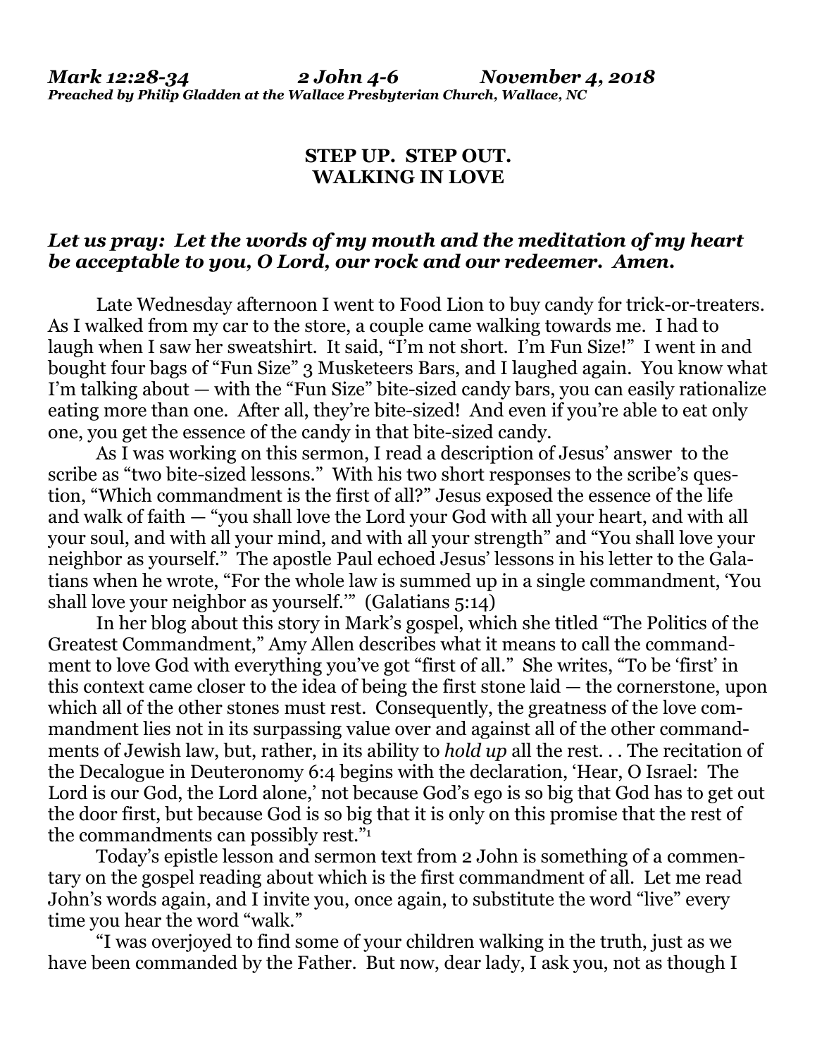*Mark 12:28-34 2 John 4-6 November 4, 2018*
***Preached by Philip Gladden at the Wallace Presbyterian Church, Wallace, NC***

**STEP UP. STEP OUT.**
**WALKING IN LOVE**

***Let us pray: Let the words of my mouth and the meditation of my heart be acceptable to you, O Lord, our rock and our redeemer. Amen.***

Late Wednesday afternoon I went to Food Lion to buy candy for trick-or-treaters. As I walked from my car to the store, a couple came walking towards me. I had to laugh when I saw her sweatshirt. It said, "I'm not short. I'm Fun Size!" I went in and bought four bags of "Fun Size" 3 Musketeers Bars, and I laughed again. You know what I'm talking about — with the "Fun Size" bite-sized candy bars, you can easily rationalize eating more than one. After all, they're bite-sized! And even if you're able to eat only one, you get the essence of the candy in that bite-sized candy.

As I was working on this sermon, I read a description of Jesus' answer to the scribe as "two bite-sized lessons." With his two short responses to the scribe's question, "Which commandment is the first of all?" Jesus exposed the essence of the life and walk of faith — "you shall love the Lord your God with all your heart, and with all your soul, and with all your mind, and with all your strength" and "You shall love your neighbor as yourself." The apostle Paul echoed Jesus' lessons in his letter to the Galatians when he wrote, "For the whole law is summed up in a single commandment, 'You shall love your neighbor as yourself.'" (Galatians 5:14)

In her blog about this story in Mark's gospel, which she titled "The Politics of the Greatest Commandment," Amy Allen describes what it means to call the commandment to love God with everything you've got "first of all." She writes, "To be 'first' in this context came closer to the idea of being the first stone laid — the cornerstone, upon which all of the other stones must rest. Consequently, the greatness of the love commandment lies not in its surpassing value over and against all of the other commandments of Jewish law, but, rather, in its ability to *hold up* all the rest. . . The recitation of the Decalogue in Deuteronomy 6:4 begins with the declaration, 'Hear, O Israel: The Lord is our God, the Lord alone,' not because God's ego is so big that God has to get out the door first, but because God is so big that it is only on this promise that the rest of the commandments can possibly rest."[1]

Today's epistle lesson and sermon text from 2 John is something of a commentary on the gospel reading about which is the first commandment of all. Let me read John's words again, and I invite you, once again, to substitute the word "live" every time you hear the word "walk."

"I was overjoyed to find some of your children walking in the truth, just as we have been commanded by the Father. But now, dear lady, I ask you, not as though I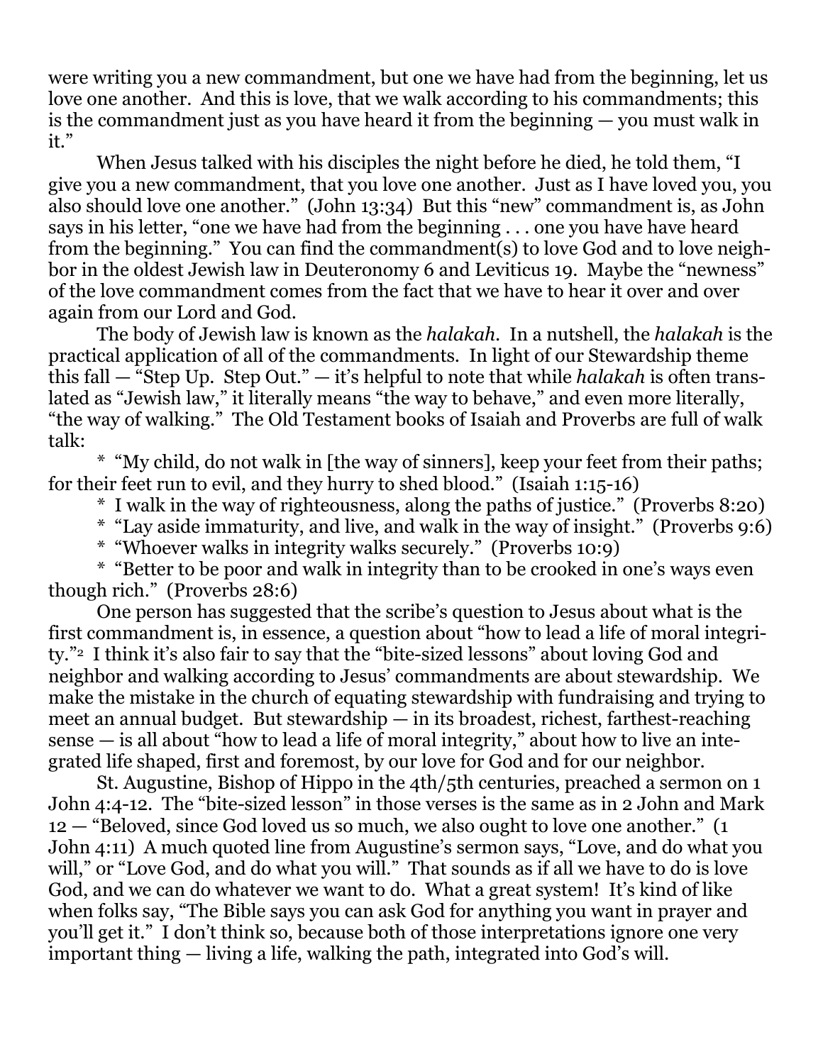were writing you a new commandment, but one we have had from the beginning, let us love one another. And this is love, that we walk according to his commandments; this is the commandment just as you have heard it from the beginning — you must walk in it."

When Jesus talked with his disciples the night before he died, he told them, "I give you a new commandment, that you love one another. Just as I have loved you, you also should love one another." (John 13:34) But this "new" commandment is, as John says in his letter, "one we have had from the beginning . . . one you have have heard from the beginning." You can find the commandment(s) to love God and to love neighbor in the oldest Jewish law in Deuteronomy 6 and Leviticus 19. Maybe the "newness" of the love commandment comes from the fact that we have to hear it over and over again from our Lord and God.

The body of Jewish law is known as the *halakah*. In a nutshell, the *halakah* is the practical application of all of the commandments. In light of our Stewardship theme this fall — "Step Up. Step Out." — it's helpful to note that while *halakah* is often translated as "Jewish law," it literally means "the way to behave," and even more literally, "the way of walking." The Old Testament books of Isaiah and Proverbs are full of walk talk:

* "My child, do not walk in [the way of sinners], keep your feet from their paths; for their feet run to evil, and they hurry to shed blood." (Isaiah 1:15-16)
* I walk in the way of righteousness, along the paths of justice." (Proverbs 8:20)
* "Lay aside immaturity, and live, and walk in the way of insight." (Proverbs 9:6)
* "Whoever walks in integrity walks securely." (Proverbs 10:9)
* "Better to be poor and walk in integrity than to be crooked in one's ways even though rich." (Proverbs 28:6)

One person has suggested that the scribe's question to Jesus about what is the first commandment is, in essence, a question about "how to lead a life of moral integrity."[2] I think it's also fair to say that the "bite-sized lessons" about loving God and neighbor and walking according to Jesus' commandments are about stewardship. We make the mistake in the church of equating stewardship with fundraising and trying to meet an annual budget. But stewardship — in its broadest, richest, farthest-reaching sense — is all about "how to lead a life of moral integrity," about how to live an integrated life shaped, first and foremost, by our love for God and for our neighbor.

St. Augustine, Bishop of Hippo in the 4th/5th centuries, preached a sermon on 1 John 4:4-12. The "bite-sized lesson" in those verses is the same as in 2 John and Mark 12 — "Beloved, since God loved us so much, we also ought to love one another." (1 John 4:11) A much quoted line from Augustine's sermon says, "Love, and do what you will," or "Love God, and do what you will." That sounds as if all we have to do is love God, and we can do whatever we want to do. What a great system! It's kind of like when folks say, "The Bible says you can ask God for anything you want in prayer and you'll get it." I don't think so, because both of those interpretations ignore one very important thing — living a life, walking the path, integrated into God's will.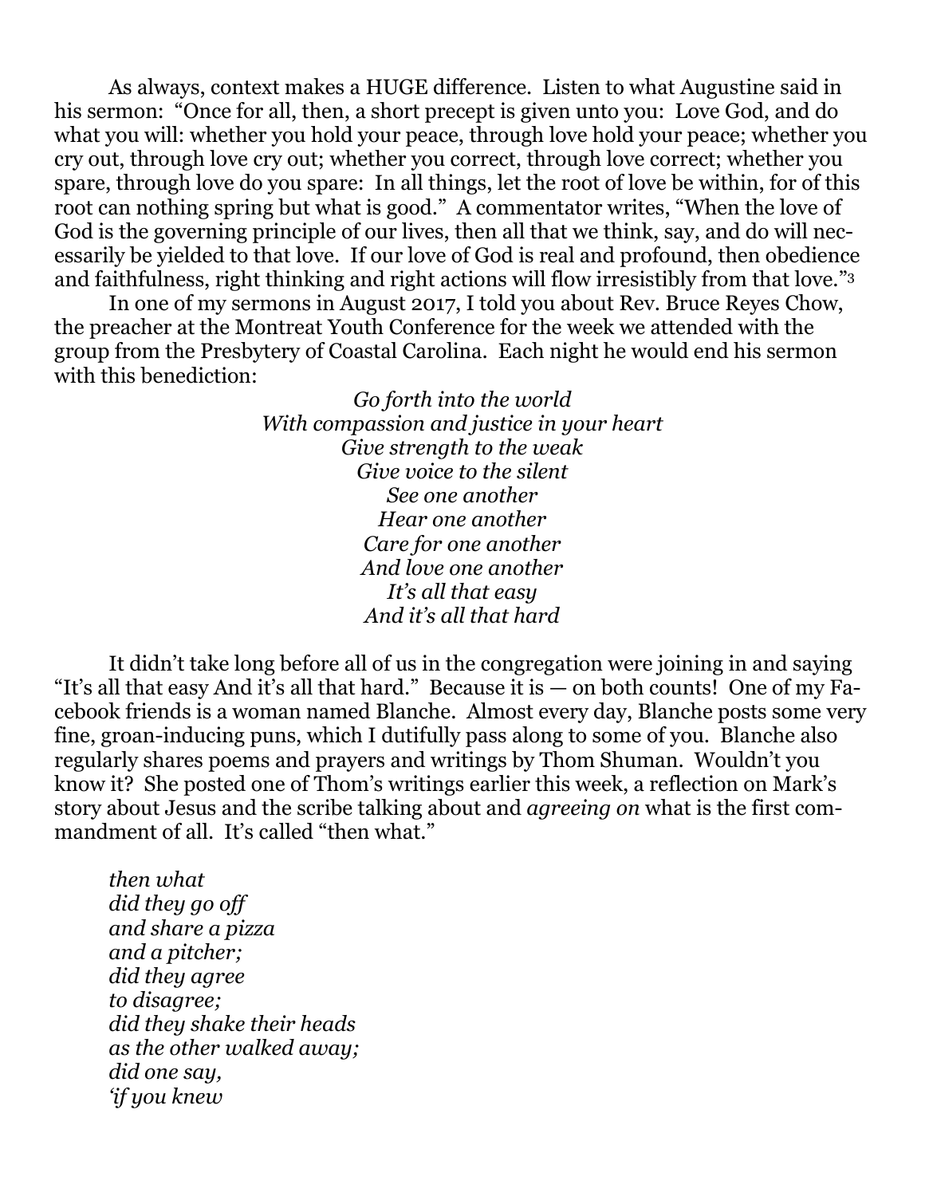As always, context makes a HUGE difference. Listen to what Augustine said in his sermon: "Once for all, then, a short precept is given unto you: Love God, and do what you will: whether you hold your peace, through love hold your peace; whether you cry out, through love cry out; whether you correct, through love correct; whether you spare, through love do you spare: In all things, let the root of love be within, for of this root can nothing spring but what is good." A commentator writes, "When the love of God is the governing principle of our lives, then all that we think, say, and do will necessarily be yielded to that love. If our love of God is real and profound, then obedience and faithfulness, right thinking and right actions will flow irresistibly from that love."[3]

In one of my sermons in August 2017, I told you about Rev. Bruce Reyes Chow, the preacher at the Montreat Youth Conference for the week we attended with the group from the Presbytery of Coastal Carolina. Each night he would end his sermon with this benediction:

*Go forth into the world*
*With compassion and justice in your heart*
*Give strength to the weak*
*Give voice to the silent*
*See one another*
*Hear one another*
*Care for one another*
*And love one another*
*It's all that easy*
*And it's all that hard*

It didn't take long before all of us in the congregation were joining in and saying "It's all that easy And it's all that hard." Because it is — on both counts! One of my Facebook friends is a woman named Blanche. Almost every day, Blanche posts some very fine, groan-inducing puns, which I dutifully pass along to some of you. Blanche also regularly shares poems and prayers and writings by Thom Shuman. Wouldn't you know it? She posted one of Thom's writings earlier this week, a reflection on Mark's story about Jesus and the scribe talking about and *agreeing on* what is the first commandment of all. It's called "then what."

*then what*
*did they go off*
*and share a pizza*
*and a pitcher;*
*did they agree*
*to disagree;*
*did they shake their heads*
*as the other walked away;*
*did one say,*
*'if you knew*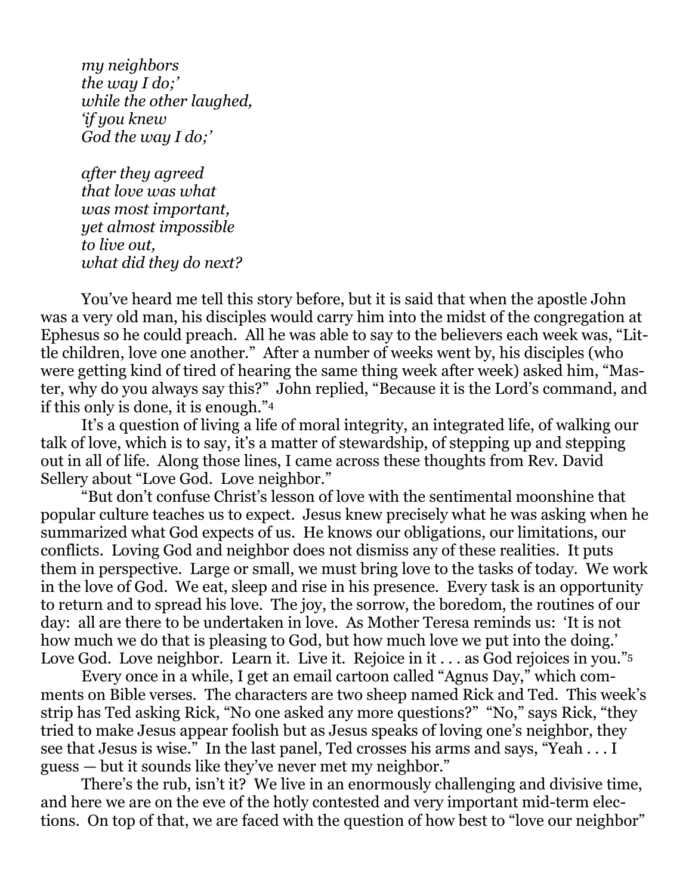*my neighbors*
*the way I do;'*
*while the other laughed,*
*'if you knew*
*God the way I do;'*

*after they agreed*
*that love was what*
*was most important,*
*yet almost impossible*
*to live out,*
*what did they do next?*

You've heard me tell this story before, but it is said that when the apostle John was a very old man, his disciples would carry him into the midst of the congregation at Ephesus so he could preach. All he was able to say to the believers each week was, "Little children, love one another." After a number of weeks went by, his disciples (who were getting kind of tired of hearing the same thing week after week) asked him, "Master, why do you always say this?" John replied, "Because it is the Lord's command, and if this only is done, it is enough."[4]

It's a question of living a life of moral integrity, an integrated life, of walking our talk of love, which is to say, it's a matter of stewardship, of stepping up and stepping out in all of life. Along those lines, I came across these thoughts from Rev. David Sellery about "Love God. Love neighbor."

"But don't confuse Christ's lesson of love with the sentimental moonshine that popular culture teaches us to expect. Jesus knew precisely what he was asking when he summarized what God expects of us. He knows our obligations, our limitations, our conflicts. Loving God and neighbor does not dismiss any of these realities. It puts them in perspective. Large or small, we must bring love to the tasks of today. We work in the love of God. We eat, sleep and rise in his presence. Every task is an opportunity to return and to spread his love. The joy, the sorrow, the boredom, the routines of our day: all are there to be undertaken in love. As Mother Teresa reminds us: 'It is not how much we do that is pleasing to God, but how much love we put into the doing.' Love God. Love neighbor. Learn it. Live it. Rejoice in it . . . as God rejoices in you."[5]

Every once in a while, I get an email cartoon called "Agnus Day," which comments on Bible verses. The characters are two sheep named Rick and Ted. This week's strip has Ted asking Rick, "No one asked any more questions?" "No," says Rick, "they tried to make Jesus appear foolish but as Jesus speaks of loving one's neighbor, they see that Jesus is wise." In the last panel, Ted crosses his arms and says, "Yeah . . . I guess — but it sounds like they've never met my neighbor."

There's the rub, isn't it? We live in an enormously challenging and divisive time, and here we are on the eve of the hotly contested and very important mid-term elections. On top of that, we are faced with the question of how best to "love our neighbor"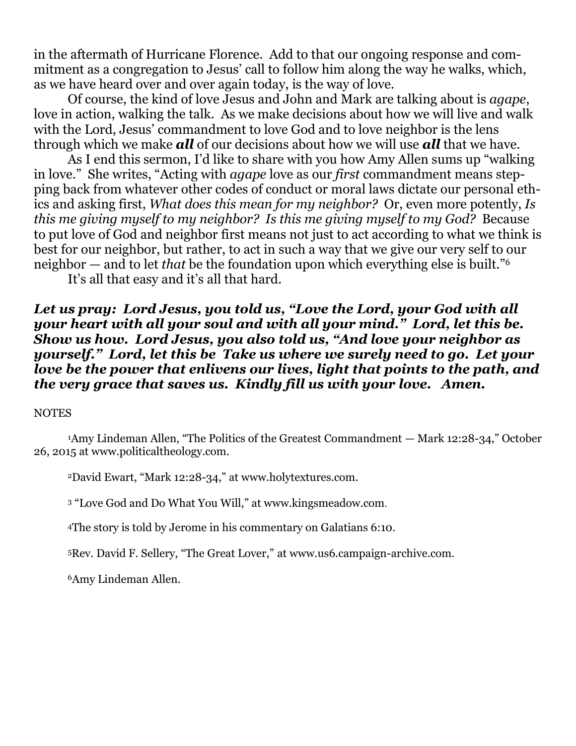in the aftermath of Hurricane Florence. Add to that our ongoing response and commitment as a congregation to Jesus' call to follow him along the way he walks, which, as we have heard over and over again today, is the way of love.

Of course, the kind of love Jesus and John and Mark are talking about is *agape*, love in action, walking the talk. As we make decisions about how we will live and walk with the Lord, Jesus' commandment to love God and to love neighbor is the lens through which we make ***all*** of our decisions about how we will use ***all*** that we have.

As I end this sermon, I'd like to share with you how Amy Allen sums up "walking in love." She writes, "Acting with *agape* love as our *first* commandment means stepping back from whatever other codes of conduct or moral laws dictate our personal ethics and asking first, *What does this mean for my neighbor?* Or, even more potently, *Is this me giving myself to my neighbor? Is this me giving myself to my God?* Because to put love of God and neighbor first means not just to act according to what we think is best for our neighbor, but rather, to act in such a way that we give our very self to our neighbor — and to let *that* be the foundation upon which everything else is built."[6]

It's all that easy and it's all that hard.

***Let us pray: Lord Jesus, you told us, "Love the Lord, your God with all your heart with all your soul and with all your mind." Lord, let this be. Show us how. Lord Jesus, you also told us, "And love your neighbor as yourself." Lord, let this be Take us where we surely need to go. Let your love be the power that enlivens our lives, light that points to the path, and the very grace that saves us. Kindly fill us with your love. Amen.***

NOTES

[1]Amy Lindeman Allen, "The Politics of the Greatest Commandment — Mark 12:28-34," October 26, 2015 at www.politicaltheology.com.

[2]David Ewart, "Mark 12:28-34," at www.holytextures.com.

[3] "Love God and Do What You Will," at www.kingsmeadow.com.

[4]The story is told by Jerome in his commentary on Galatians 6:10.

[5]Rev. David F. Sellery, "The Great Lover," at www.us6.campaign-archive.com.

[6]Amy Lindeman Allen.